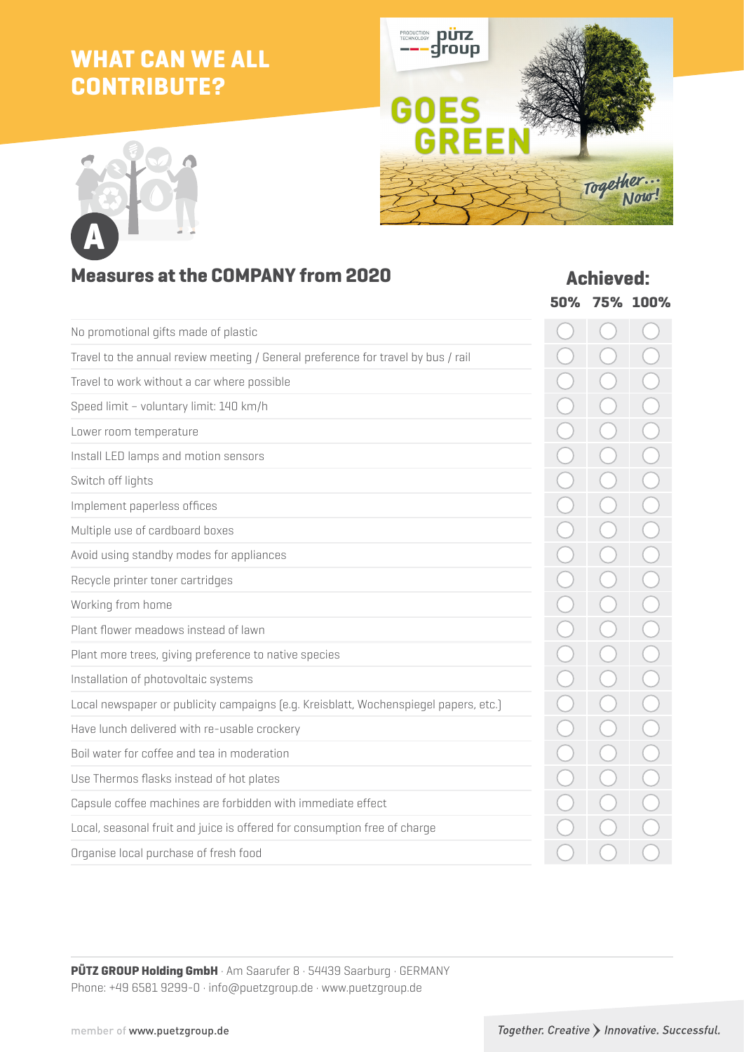# WHAT CAN WE ALL CONTRIBUTE?

PRODUCTION TECHNOLOGY pütz group

GOES GREEN

Together... Now!

A

## Measures at the COMPANY from 2020

| | Achieved: | | |
|---|---|---|---|
| | 50% | 75% | 100% |
| No promotional gifts made of plastic | ◯ | ◯ | ◯ |
| Travel to the annual review meeting / General preference for travel by bus / rail | ◯ | ◯ | ◯ |
| Travel to work without a car where possible | ◯ | ◯ | ◯ |
| Speed limit – voluntary limit: 140 km/h | ◯ | ◯ | ◯ |
| Lower room temperature | ◯ | ◯ | ◯ |
| Install LED lamps and motion sensors | ◯ | ◯ | ◯ |
| Switch off lights | ◯ | ◯ | ◯ |
| Implement paperless offices | ◯ | ◯ | ◯ |
| Multiple use of cardboard boxes | ◯ | ◯ | ◯ |
| Avoid using standby modes for appliances | ◯ | ◯ | ◯ |
| Recycle printer toner cartridges | ◯ | ◯ | ◯ |
| Working from home | ◯ | ◯ | ◯ |
| Plant flower meadows instead of lawn | ◯ | ◯ | ◯ |
| Plant more trees, giving preference to native species | ◯ | ◯ | ◯ |
| Installation of photovoltaic systems | ◯ | ◯ | ◯ |
| Local newspaper or publicity campaigns (e.g. Kreisblatt, Wochenspiegel papers, etc.) | ◯ | ◯ | ◯ |
| Have lunch delivered with re-usable crockery | ◯ | ◯ | ◯ |
| Boil water for coffee and tea in moderation | ◯ | ◯ | ◯ |
| Use Thermos flasks instead of hot plates | ◯ | ◯ | ◯ |
| Capsule coffee machines are forbidden with immediate effect | ◯ | ◯ | ◯ |
| Local, seasonal fruit and juice is offered for consumption free of charge | ◯ | ◯ | ◯ |
| Organise local purchase of fresh food | ◯ | ◯ | ◯ |

**PÜTZ GROUP Holding GmbH** · Am Saarufer 8 · 54439 Saarburg · GERMANY
Phone: +49 6581 9299-0 · info@puetzgroup.de · www.puetzgroup.de

member of www.puetzgroup.de

*Together. Creative > Innovative. Successful.*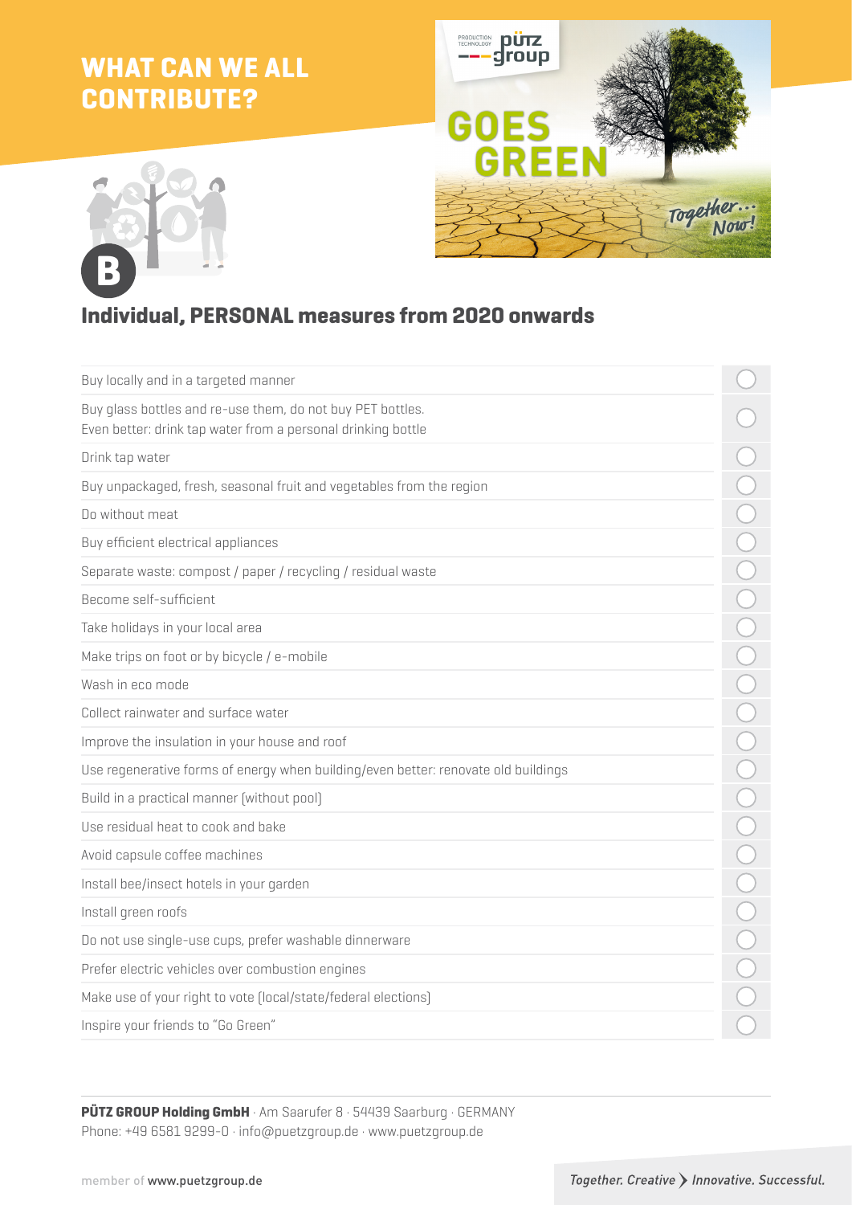# WHAT CAN WE ALL CONTRIBUTE?

B

## Individual, PERSONAL measures from 2020 onwards

| | |
|---|---|
| Buy locally and in a targeted manner | ◯ |
| Buy glass bottles and re-use them, do not buy PET bottles.<br>Even better: drink tap water from a personal drinking bottle | ◯ |
| Drink tap water | ◯ |
| Buy unpackaged, fresh, seasonal fruit and vegetables from the region | ◯ |
| Do without meat | ◯ |
| Buy efficient electrical appliances | ◯ |
| Separate waste: compost / paper / recycling / residual waste | ◯ |
| Become self-sufficient | ◯ |
| Take holidays in your local area | ◯ |
| Make trips on foot or by bicycle / e-mobile | ◯ |
| Wash in eco mode | ◯ |
| Collect rainwater and surface water | ◯ |
| Improve the insulation in your house and roof | ◯ |
| Use regenerative forms of energy when building/even better: renovate old buildings | ◯ |
| Build in a practical manner (without pool) | ◯ |
| Use residual heat to cook and bake | ◯ |
| Avoid capsule coffee machines | ◯ |
| Install bee/insect hotels in your garden | ◯ |
| Install green roofs | ◯ |
| Do not use single-use cups, prefer washable dinnerware | ◯ |
| Prefer electric vehicles over combustion engines | ◯ |
| Make use of your right to vote (local/state/federal elections) | ◯ |
| Inspire your friends to "Go Green" | ◯ |

**PÜTZ GROUP Holding GmbH** · Am Saarufer 8 · 54439 Saarburg · GERMANY
Phone: +49 6581 9299-0 · info@puetzgroup.de · www.puetzgroup.de

member of www.puetzgroup.de

*Together. Creative > Innovative. Successful.*